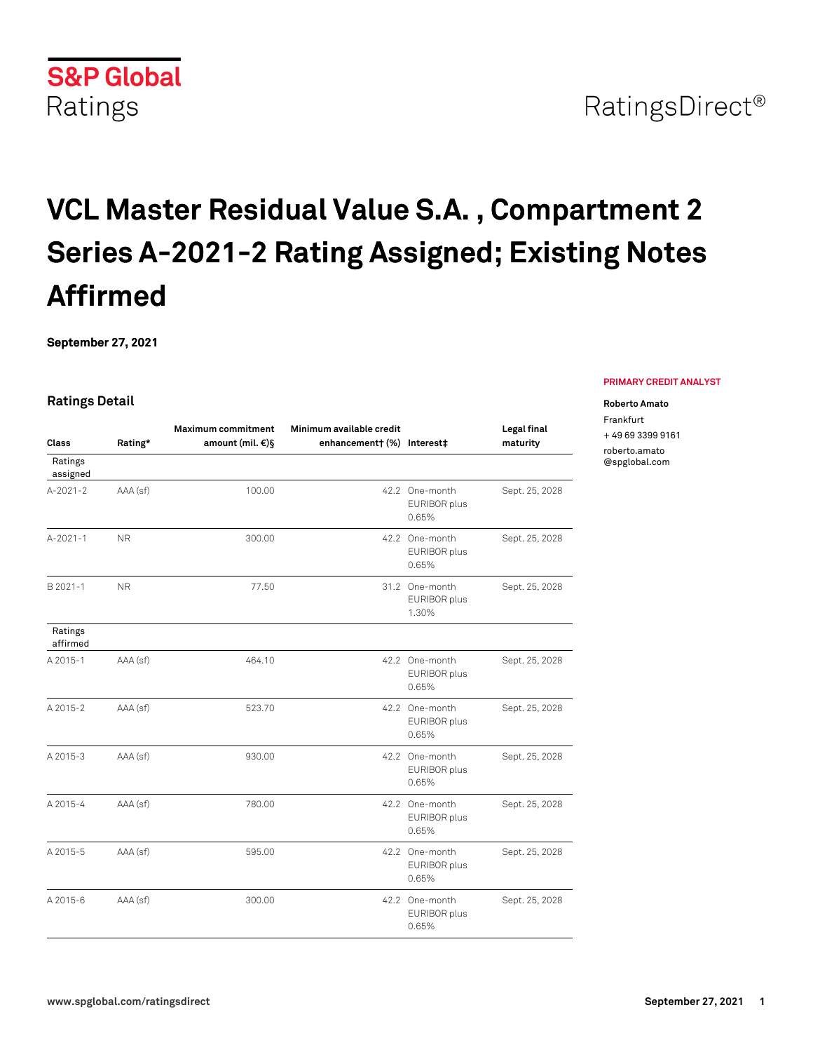S&P Global Ratings

RatingsDirect®

# VCL Master Residual Value S.A. , Compartment 2 Series A-2021-2 Rating Assigned; Existing Notes Affirmed

**September 27, 2021**

**PRIMARY CREDIT ANALYST**

**Roberto Amato**

Frankfurt

+ 49 69 3399 9161

roberto.amato@spglobal.com

## Ratings Detail

| Class | Rating* | Maximum commitment amount (mil. €)§ | Minimum available credit enhancement† (%) | Interest‡ | Legal final maturity |
|---|---|---|---|---|---|
| Ratings assigned | | | | | |
| A-2021-2 | AAA (sf) | 100.00 | 42.2 | One-month EURIBOR plus 0.65% | Sept. 25, 2028 |
| A-2021-1 | NR | 300.00 | 42.2 | One-month EURIBOR plus 0.65% | Sept. 25, 2028 |
| B 2021-1 | NR | 77.50 | 31.2 | One-month EURIBOR plus 1.30% | Sept. 25, 2028 |
| Ratings affirmed | | | | | |
| A 2015-1 | AAA (sf) | 464.10 | 42.2 | One-month EURIBOR plus 0.65% | Sept. 25, 2028 |
| A 2015-2 | AAA (sf) | 523.70 | 42.2 | One-month EURIBOR plus 0.65% | Sept. 25, 2028 |
| A 2015-3 | AAA (sf) | 930.00 | 42.2 | One-month EURIBOR plus 0.65% | Sept. 25, 2028 |
| A 2015-4 | AAA (sf) | 780.00 | 42.2 | One-month EURIBOR plus 0.65% | Sept. 25, 2028 |
| A 2015-5 | AAA (sf) | 595.00 | 42.2 | One-month EURIBOR plus 0.65% | Sept. 25, 2028 |
| A 2015-6 | AAA (sf) | 300.00 | 42.2 | One-month EURIBOR plus 0.65% | Sept. 25, 2028 |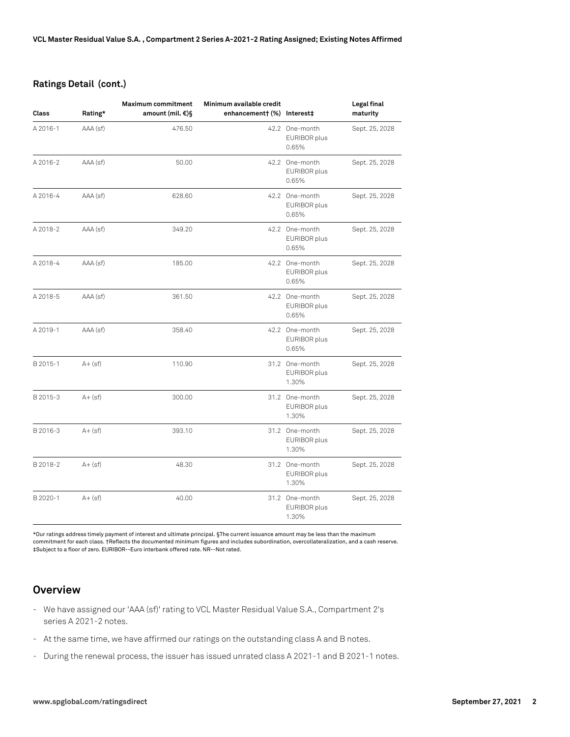## Ratings Detail (cont.)

| Class | Rating* | Maximum commitment amount (mil. €)§ | Minimum available credit enhancement† (%) | Interest‡ | Legal final maturity |
|---|---|---|---|---|---|
| A 2016-1 | AAA (sf) | 476.50 | 42.2 | One-month EURIBOR plus 0.65% | Sept. 25, 2028 |
| A 2016-2 | AAA (sf) | 50.00 | 42.2 | One-month EURIBOR plus 0.65% | Sept. 25, 2028 |
| A 2016-4 | AAA (sf) | 628.60 | 42.2 | One-month EURIBOR plus 0.65% | Sept. 25, 2028 |
| A 2018-2 | AAA (sf) | 349.20 | 42.2 | One-month EURIBOR plus 0.65% | Sept. 25, 2028 |
| A 2018-4 | AAA (sf) | 185.00 | 42.2 | One-month EURIBOR plus 0.65% | Sept. 25, 2028 |
| A 2018-5 | AAA (sf) | 361.50 | 42.2 | One-month EURIBOR plus 0.65% | Sept. 25, 2028 |
| A 2019-1 | AAA (sf) | 358.40 | 42.2 | One-month EURIBOR plus 0.65% | Sept. 25, 2028 |
| B 2015-1 | A+ (sf) | 110.90 | 31.2 | One-month EURIBOR plus 1.30% | Sept. 25, 2028 |
| B 2015-3 | A+ (sf) | 300.00 | 31.2 | One-month EURIBOR plus 1.30% | Sept. 25, 2028 |
| B 2016-3 | A+ (sf) | 393.10 | 31.2 | One-month EURIBOR plus 1.30% | Sept. 25, 2028 |
| B 2018-2 | A+ (sf) | 48.30 | 31.2 | One-month EURIBOR plus 1.30% | Sept. 25, 2028 |
| B 2020-1 | A+ (sf) | 40.00 | 31.2 | One-month EURIBOR plus 1.30% | Sept. 25, 2028 |

*Our ratings address timely payment of interest and ultimate principal. §The current issuance amount may be less than the maximum commitment for each class. †Reflects the documented minimum figures and includes subordination, overcollateralization, and a cash reserve. ‡Subject to a floor of zero. EURIBOR--Euro interbank offered rate. NR--Not rated.

## Overview

- We have assigned our 'AAA (sf)' rating to VCL Master Residual Value S.A., Compartment 2's series A 2021-2 notes.
- At the same time, we have affirmed our ratings on the outstanding class A and B notes.
- During the renewal process, the issuer has issued unrated class A 2021-1 and B 2021-1 notes.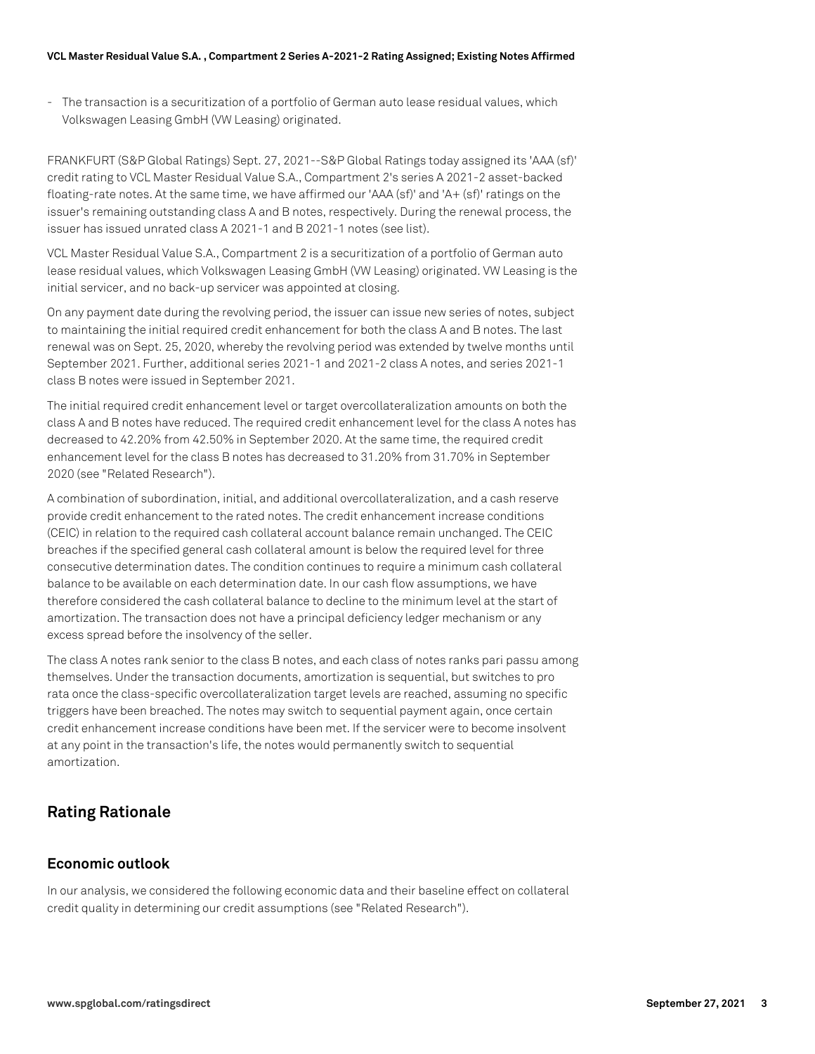- The transaction is a securitization of a portfolio of German auto lease residual values, which Volkswagen Leasing GmbH (VW Leasing) originated.

FRANKFURT (S&P Global Ratings) Sept. 27, 2021--S&P Global Ratings today assigned its 'AAA (sf)' credit rating to VCL Master Residual Value S.A., Compartment 2's series A 2021-2 asset-backed floating-rate notes. At the same time, we have affirmed our 'AAA (sf)' and 'A+ (sf)' ratings on the issuer's remaining outstanding class A and B notes, respectively. During the renewal process, the issuer has issued unrated class A 2021-1 and B 2021-1 notes (see list).

VCL Master Residual Value S.A., Compartment 2 is a securitization of a portfolio of German auto lease residual values, which Volkswagen Leasing GmbH (VW Leasing) originated. VW Leasing is the initial servicer, and no back-up servicer was appointed at closing.

On any payment date during the revolving period, the issuer can issue new series of notes, subject to maintaining the initial required credit enhancement for both the class A and B notes. The last renewal was on Sept. 25, 2020, whereby the revolving period was extended by twelve months until September 2021. Further, additional series 2021-1 and 2021-2 class A notes, and series 2021-1 class B notes were issued in September 2021.

The initial required credit enhancement level or target overcollateralization amounts on both the class A and B notes have reduced. The required credit enhancement level for the class A notes has decreased to 42.20% from 42.50% in September 2020. At the same time, the required credit enhancement level for the class B notes has decreased to 31.20% from 31.70% in September 2020 (see "Related Research").

A combination of subordination, initial, and additional overcollateralization, and a cash reserve provide credit enhancement to the rated notes. The credit enhancement increase conditions (CEIC) in relation to the required cash collateral account balance remain unchanged. The CEIC breaches if the specified general cash collateral amount is below the required level for three consecutive determination dates. The condition continues to require a minimum cash collateral balance to be available on each determination date. In our cash flow assumptions, we have therefore considered the cash collateral balance to decline to the minimum level at the start of amortization. The transaction does not have a principal deficiency ledger mechanism or any excess spread before the insolvency of the seller.

The class A notes rank senior to the class B notes, and each class of notes ranks pari passu among themselves. Under the transaction documents, amortization is sequential, but switches to pro rata once the class-specific overcollateralization target levels are reached, assuming no specific triggers have been breached. The notes may switch to sequential payment again, once certain credit enhancement increase conditions have been met. If the servicer were to become insolvent at any point in the transaction's life, the notes would permanently switch to sequential amortization.

## Rating Rationale

### Economic outlook

In our analysis, we considered the following economic data and their baseline effect on collateral credit quality in determining our credit assumptions (see "Related Research").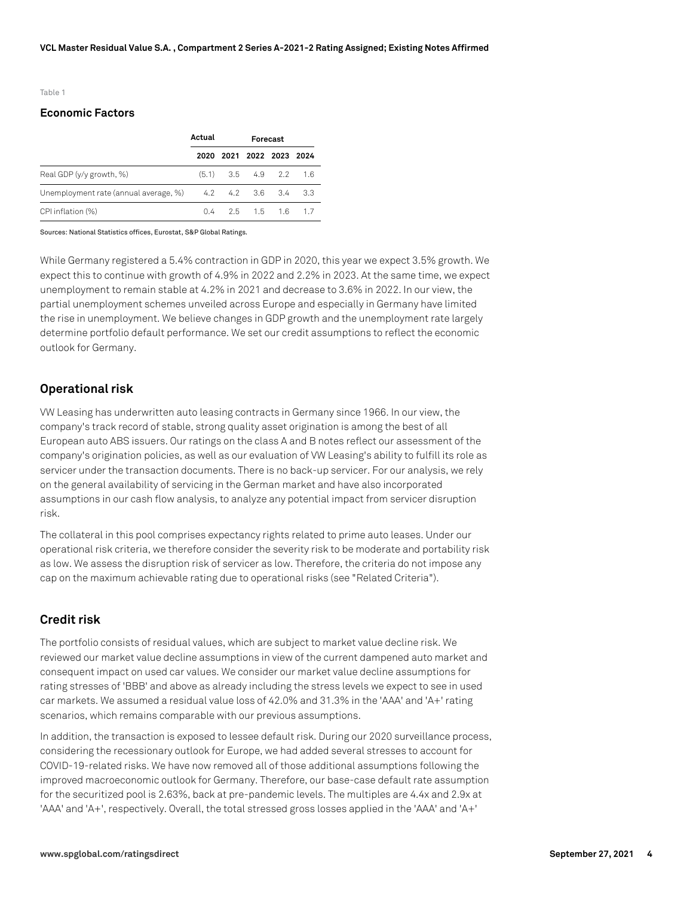Table 1

### Economic Factors

| | Actual | Forecast | | | |
|---|---|---|---|---|---|
| | 2020 | 2021 | 2022 | 2023 | 2024 |
| Real GDP (y/y growth, %) | (5.1) | 3.5 | 4.9 | 2.2 | 1.6 |
| Unemployment rate (annual average, %) | 4.2 | 4.2 | 3.6 | 3.4 | 3.3 |
| CPI inflation (%) | 0.4 | 2.5 | 1.5 | 1.6 | 1.7 |

Sources: National Statistics offices, Eurostat, S&P Global Ratings.

While Germany registered a 5.4% contraction in GDP in 2020, this year we expect 3.5% growth. We expect this to continue with growth of 4.9% in 2022 and 2.2% in 2023. At the same time, we expect unemployment to remain stable at 4.2% in 2021 and decrease to 3.6% in 2022. In our view, the partial unemployment schemes unveiled across Europe and especially in Germany have limited the rise in unemployment. We believe changes in GDP growth and the unemployment rate largely determine portfolio default performance. We set our credit assumptions to reflect the economic outlook for Germany.

## Operational risk

VW Leasing has underwritten auto leasing contracts in Germany since 1966. In our view, the company's track record of stable, strong quality asset origination is among the best of all European auto ABS issuers. Our ratings on the class A and B notes reflect our assessment of the company's origination policies, as well as our evaluation of VW Leasing's ability to fulfill its role as servicer under the transaction documents. There is no back-up servicer. For our analysis, we rely on the general availability of servicing in the German market and have also incorporated assumptions in our cash flow analysis, to analyze any potential impact from servicer disruption risk.

The collateral in this pool comprises expectancy rights related to prime auto leases. Under our operational risk criteria, we therefore consider the severity risk to be moderate and portability risk as low. We assess the disruption risk of servicer as low. Therefore, the criteria do not impose any cap on the maximum achievable rating due to operational risks (see "Related Criteria").

## Credit risk

The portfolio consists of residual values, which are subject to market value decline risk. We reviewed our market value decline assumptions in view of the current dampened auto market and consequent impact on used car values. We consider our market value decline assumptions for rating stresses of 'BBB' and above as already including the stress levels we expect to see in used car markets. We assumed a residual value loss of 42.0% and 31.3% in the 'AAA' and 'A+' rating scenarios, which remains comparable with our previous assumptions.

In addition, the transaction is exposed to lessee default risk. During our 2020 surveillance process, considering the recessionary outlook for Europe, we had added several stresses to account for COVID-19-related risks. We have now removed all of those additional assumptions following the improved macroeconomic outlook for Germany. Therefore, our base-case default rate assumption for the securitized pool is 2.63%, back at pre-pandemic levels. The multiples are 4.4x and 2.9x at 'AAA' and 'A+', respectively. Overall, the total stressed gross losses applied in the 'AAA' and 'A+'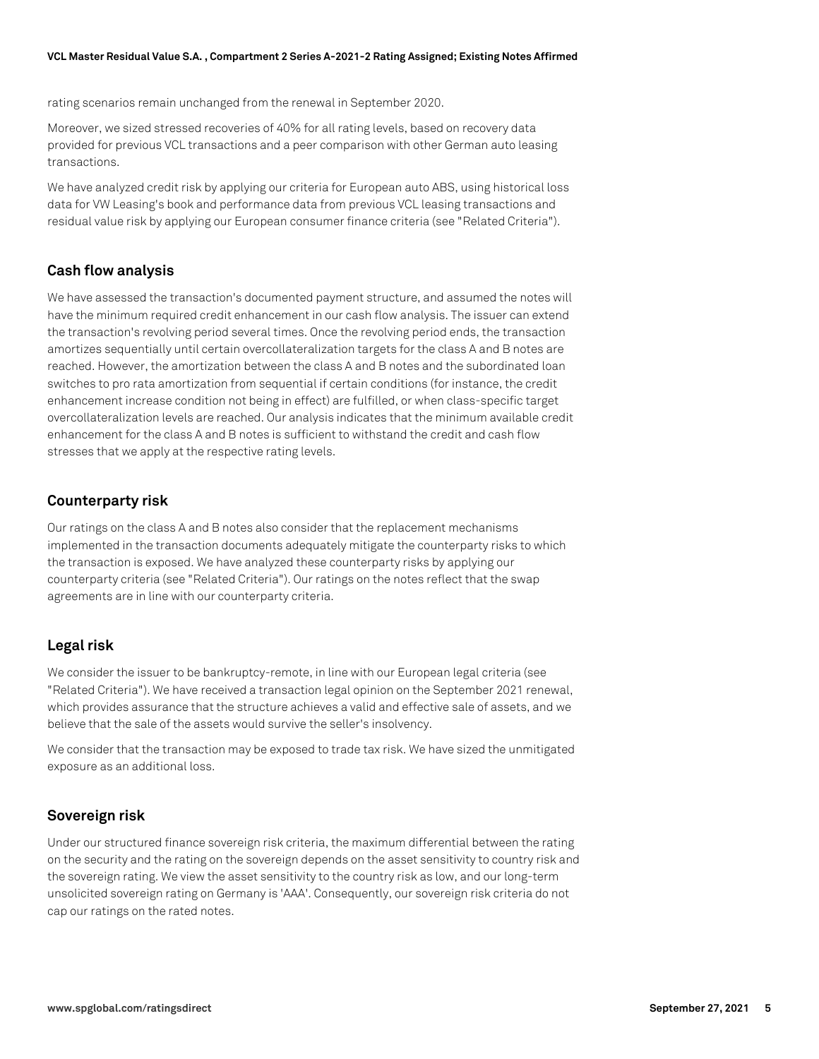rating scenarios remain unchanged from the renewal in September 2020.

Moreover, we sized stressed recoveries of 40% for all rating levels, based on recovery data provided for previous VCL transactions and a peer comparison with other German auto leasing transactions.

We have analyzed credit risk by applying our criteria for European auto ABS, using historical loss data for VW Leasing's book and performance data from previous VCL leasing transactions and residual value risk by applying our European consumer finance criteria (see "Related Criteria").

## Cash flow analysis

We have assessed the transaction's documented payment structure, and assumed the notes will have the minimum required credit enhancement in our cash flow analysis. The issuer can extend the transaction's revolving period several times. Once the revolving period ends, the transaction amortizes sequentially until certain overcollateralization targets for the class A and B notes are reached. However, the amortization between the class A and B notes and the subordinated loan switches to pro rata amortization from sequential if certain conditions (for instance, the credit enhancement increase condition not being in effect) are fulfilled, or when class-specific target overcollateralization levels are reached. Our analysis indicates that the minimum available credit enhancement for the class A and B notes is sufficient to withstand the credit and cash flow stresses that we apply at the respective rating levels.

## Counterparty risk

Our ratings on the class A and B notes also consider that the replacement mechanisms implemented in the transaction documents adequately mitigate the counterparty risks to which the transaction is exposed. We have analyzed these counterparty risks by applying our counterparty criteria (see "Related Criteria"). Our ratings on the notes reflect that the swap agreements are in line with our counterparty criteria.

## Legal risk

We consider the issuer to be bankruptcy-remote, in line with our European legal criteria (see "Related Criteria"). We have received a transaction legal opinion on the September 2021 renewal, which provides assurance that the structure achieves a valid and effective sale of assets, and we believe that the sale of the assets would survive the seller's insolvency.

We consider that the transaction may be exposed to trade tax risk. We have sized the unmitigated exposure as an additional loss.

## Sovereign risk

Under our structured finance sovereign risk criteria, the maximum differential between the rating on the security and the rating on the sovereign depends on the asset sensitivity to country risk and the sovereign rating. We view the asset sensitivity to the country risk as low, and our long-term unsolicited sovereign rating on Germany is 'AAA'. Consequently, our sovereign risk criteria do not cap our ratings on the rated notes.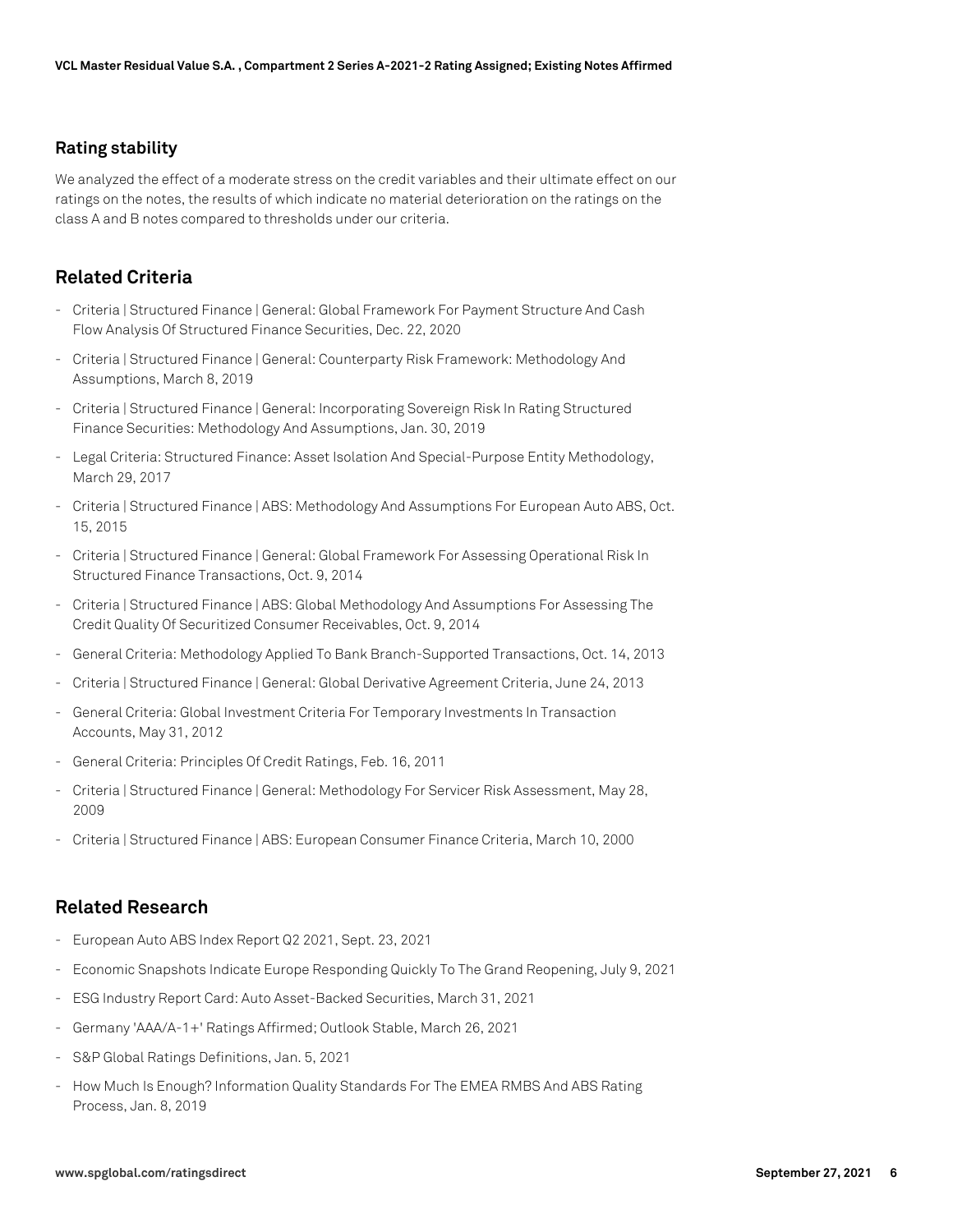### Rating stability

We analyzed the effect of a moderate stress on the credit variables and their ultimate effect on our ratings on the notes, the results of which indicate no material deterioration on the ratings on the class A and B notes compared to thresholds under our criteria.

## Related Criteria

- Criteria | Structured Finance | General: Global Framework For Payment Structure And Cash Flow Analysis Of Structured Finance Securities, Dec. 22, 2020
- Criteria | Structured Finance | General: Counterparty Risk Framework: Methodology And Assumptions, March 8, 2019
- Criteria | Structured Finance | General: Incorporating Sovereign Risk In Rating Structured Finance Securities: Methodology And Assumptions, Jan. 30, 2019
- Legal Criteria: Structured Finance: Asset Isolation And Special-Purpose Entity Methodology, March 29, 2017
- Criteria | Structured Finance | ABS: Methodology And Assumptions For European Auto ABS, Oct. 15, 2015
- Criteria | Structured Finance | General: Global Framework For Assessing Operational Risk In Structured Finance Transactions, Oct. 9, 2014
- Criteria | Structured Finance | ABS: Global Methodology And Assumptions For Assessing The Credit Quality Of Securitized Consumer Receivables, Oct. 9, 2014
- General Criteria: Methodology Applied To Bank Branch-Supported Transactions, Oct. 14, 2013
- Criteria | Structured Finance | General: Global Derivative Agreement Criteria, June 24, 2013
- General Criteria: Global Investment Criteria For Temporary Investments In Transaction Accounts, May 31, 2012
- General Criteria: Principles Of Credit Ratings, Feb. 16, 2011
- Criteria | Structured Finance | General: Methodology For Servicer Risk Assessment, May 28, 2009
- Criteria | Structured Finance | ABS: European Consumer Finance Criteria, March 10, 2000

## Related Research

- European Auto ABS Index Report Q2 2021, Sept. 23, 2021
- Economic Snapshots Indicate Europe Responding Quickly To The Grand Reopening, July 9, 2021
- ESG Industry Report Card: Auto Asset-Backed Securities, March 31, 2021
- Germany 'AAA/A-1+' Ratings Affirmed; Outlook Stable, March 26, 2021
- S&P Global Ratings Definitions, Jan. 5, 2021
- How Much Is Enough? Information Quality Standards For The EMEA RMBS And ABS Rating Process, Jan. 8, 2019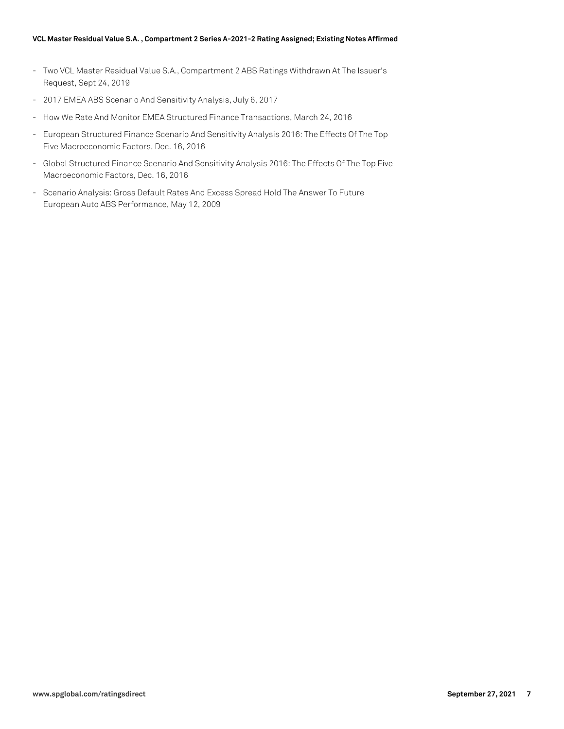- Two VCL Master Residual Value S.A., Compartment 2 ABS Ratings Withdrawn At The Issuer's Request, Sept 24, 2019
- 2017 EMEA ABS Scenario And Sensitivity Analysis, July 6, 2017
- How We Rate And Monitor EMEA Structured Finance Transactions, March 24, 2016
- European Structured Finance Scenario And Sensitivity Analysis 2016: The Effects Of The Top Five Macroeconomic Factors, Dec. 16, 2016
- Global Structured Finance Scenario And Sensitivity Analysis 2016: The Effects Of The Top Five Macroeconomic Factors, Dec. 16, 2016
- Scenario Analysis: Gross Default Rates And Excess Spread Hold The Answer To Future European Auto ABS Performance, May 12, 2009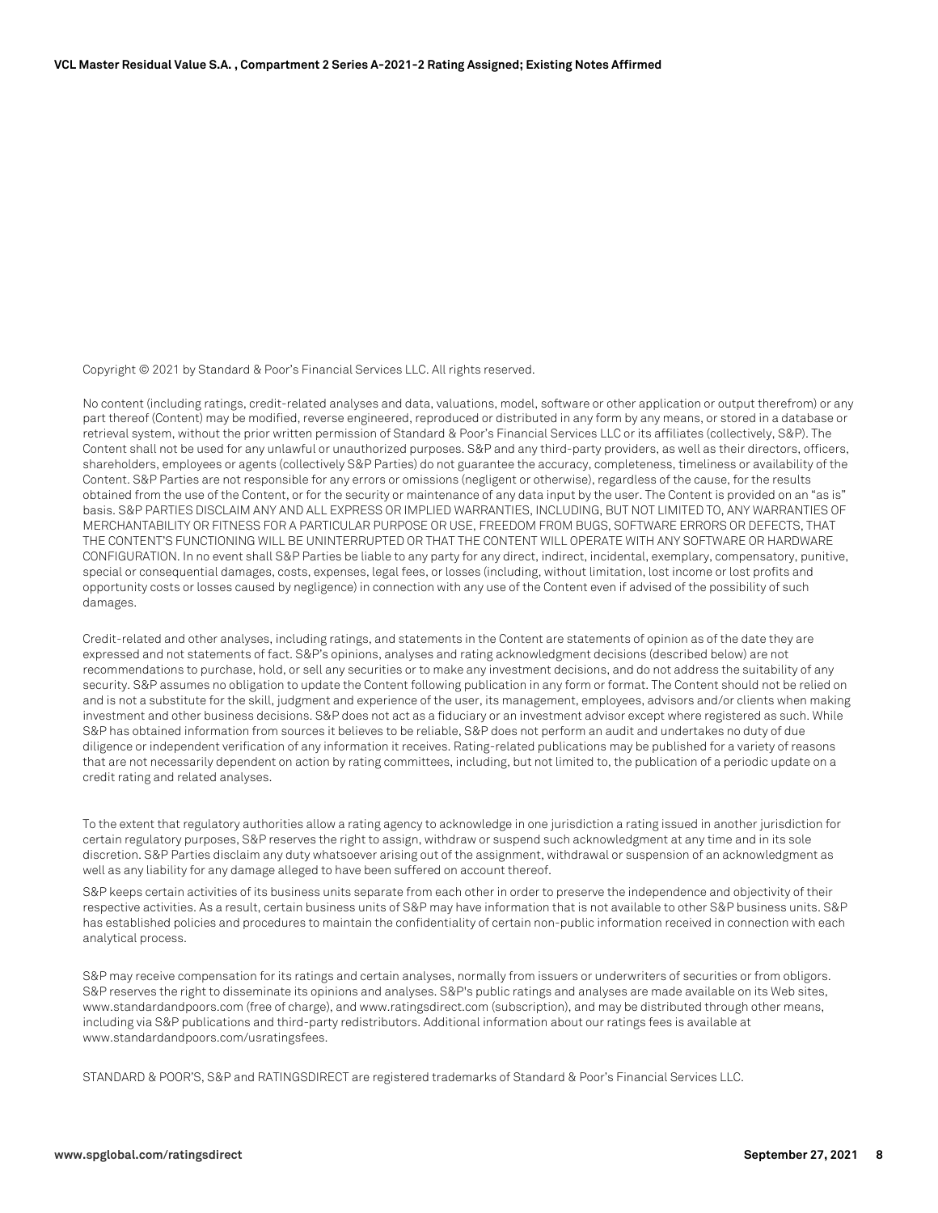Copyright © 2021 by Standard & Poor's Financial Services LLC. All rights reserved.

No content (including ratings, credit-related analyses and data, valuations, model, software or other application or output therefrom) or any part thereof (Content) may be modified, reverse engineered, reproduced or distributed in any form by any means, or stored in a database or retrieval system, without the prior written permission of Standard & Poor's Financial Services LLC or its affiliates (collectively, S&P). The Content shall not be used for any unlawful or unauthorized purposes. S&P and any third-party providers, as well as their directors, officers, shareholders, employees or agents (collectively S&P Parties) do not guarantee the accuracy, completeness, timeliness or availability of the Content. S&P Parties are not responsible for any errors or omissions (negligent or otherwise), regardless of the cause, for the results obtained from the use of the Content, or for the security or maintenance of any data input by the user. The Content is provided on an "as is" basis. S&P PARTIES DISCLAIM ANY AND ALL EXPRESS OR IMPLIED WARRANTIES, INCLUDING, BUT NOT LIMITED TO, ANY WARRANTIES OF MERCHANTABILITY OR FITNESS FOR A PARTICULAR PURPOSE OR USE, FREEDOM FROM BUGS, SOFTWARE ERRORS OR DEFECTS, THAT THE CONTENT'S FUNCTIONING WILL BE UNINTERRUPTED OR THAT THE CONTENT WILL OPERATE WITH ANY SOFTWARE OR HARDWARE CONFIGURATION. In no event shall S&P Parties be liable to any party for any direct, indirect, incidental, exemplary, compensatory, punitive, special or consequential damages, costs, expenses, legal fees, or losses (including, without limitation, lost income or lost profits and opportunity costs or losses caused by negligence) in connection with any use of the Content even if advised of the possibility of such damages.

Credit-related and other analyses, including ratings, and statements in the Content are statements of opinion as of the date they are expressed and not statements of fact. S&P's opinions, analyses and rating acknowledgment decisions (described below) are not recommendations to purchase, hold, or sell any securities or to make any investment decisions, and do not address the suitability of any security. S&P assumes no obligation to update the Content following publication in any form or format. The Content should not be relied on and is not a substitute for the skill, judgment and experience of the user, its management, employees, advisors and/or clients when making investment and other business decisions. S&P does not act as a fiduciary or an investment advisor except where registered as such. While S&P has obtained information from sources it believes to be reliable, S&P does not perform an audit and undertakes no duty of due diligence or independent verification of any information it receives. Rating-related publications may be published for a variety of reasons that are not necessarily dependent on action by rating committees, including, but not limited to, the publication of a periodic update on a credit rating and related analyses.

To the extent that regulatory authorities allow a rating agency to acknowledge in one jurisdiction a rating issued in another jurisdiction for certain regulatory purposes, S&P reserves the right to assign, withdraw or suspend such acknowledgment at any time and in its sole discretion. S&P Parties disclaim any duty whatsoever arising out of the assignment, withdrawal or suspension of an acknowledgment as well as any liability for any damage alleged to have been suffered on account thereof.

S&P keeps certain activities of its business units separate from each other in order to preserve the independence and objectivity of their respective activities. As a result, certain business units of S&P may have information that is not available to other S&P business units. S&P has established policies and procedures to maintain the confidentiality of certain non-public information received in connection with each analytical process.

S&P may receive compensation for its ratings and certain analyses, normally from issuers or underwriters of securities or from obligors. S&P reserves the right to disseminate its opinions and analyses. S&P's public ratings and analyses are made available on its Web sites, www.standardandpoors.com (free of charge), and www.ratingsdirect.com (subscription), and may be distributed through other means, including via S&P publications and third-party redistributors. Additional information about our ratings fees is available at www.standardandpoors.com/usratingsfees.

STANDARD & POOR'S, S&P and RATINGSDIRECT are registered trademarks of Standard & Poor's Financial Services LLC.